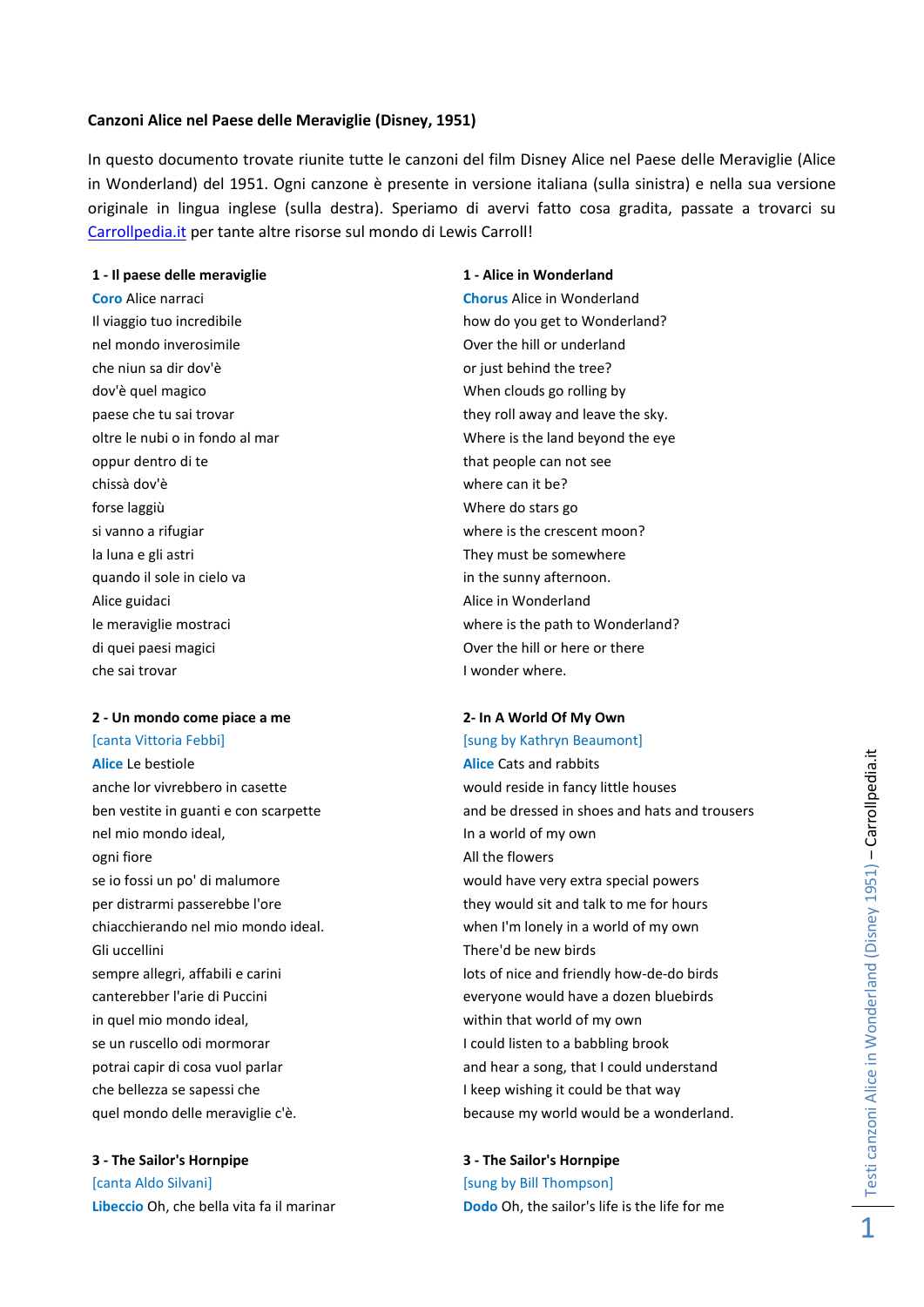**Canzoni Alice nel Paese delle Meraviglie (Disney, 1951)**

In questo documento trovate riunite tutte le canzoni del film Disney Alice nel Paese delle Meraviglie (Alice in Wonderland) del 1951. Ogni canzone è presente in versione italiana (sulla sinistra) e nella sua versione originale in lingua inglese (sulla destra). Speriamo di avervi fatto cosa gradita, passate a trovarci su Carrollpedia.it per tante altre risorse sul mondo di Lewis Carroll!

**1 - Il paese delle meraviglie**

**Coro** Alice narraci
Il viaggio tuo incredibile
nel mondo inverosimile
che niun sa dir dov'è
dov'è quel magico
paese che tu sai trovar
oltre le nubi o in fondo al mar
oppur dentro di te
chissà dov'è
forse laggiù
si vanno a rifugiar
la luna e gli astri
quando il sole in cielo va
Alice guidaci
le meraviglie mostraci
di quei paesi magici
che sai trovar

**1 - Alice in Wonderland**

**Chorus** Alice in Wonderland
how do you get to Wonderland?
Over the hill or underland
or just behind the tree?
When clouds go rolling by
they roll away and leave the sky.
Where is the land beyond the eye
that people can not see
where can it be?
Where do stars go
where is the crescent moon?
They must be somewhere
in the sunny afternoon.
Alice in Wonderland
where is the path to Wonderland?
Over the hill or here or there
I wonder where.

**2 - Un mondo come piace a me**

[canta Vittoria Febbi]

**Alice** Le bestiole
anche lor vivrebbero in casette
ben vestite in guanti e con scarpette
nel mio mondo ideal,
ogni fiore
se io fossi un po' di malumore
per distrarmi passerebbe l'ore
chiacchierando nel mio mondo ideal.
Gli uccellini
sempre allegri, affabili e carini
canterebber l'arie di Puccini
in quel mio mondo ideal,
se un ruscello odi mormorar
potrai capir di cosa vuol parlar
che bellezza se sapessi che
quel mondo delle meraviglie c'è.

**2- In A World Of My Own**

[sung by Kathryn Beaumont]

**Alice** Cats and rabbits
would reside in fancy little houses
and be dressed in shoes and hats and trousers
In a world of my own
All the flowers
would have very extra special powers
they would sit and talk to me for hours
when I'm lonely in a world of my own
There'd be new birds
lots of nice and friendly how-de-do birds
everyone would have a dozen bluebirds
within that world of my own
I could listen to a babbling brook
and hear a song, that I could understand
I keep wishing it could be that way
because my world would be a wonderland.

**3 - The Sailor's Hornpipe**

[canta Aldo Silvani]

**Libeccio** Oh, che bella vita fa il marinar

**3 - The Sailor's Hornpipe**

[sung by Bill Thompson]

**Dodo** Oh, the sailor's life is the life for me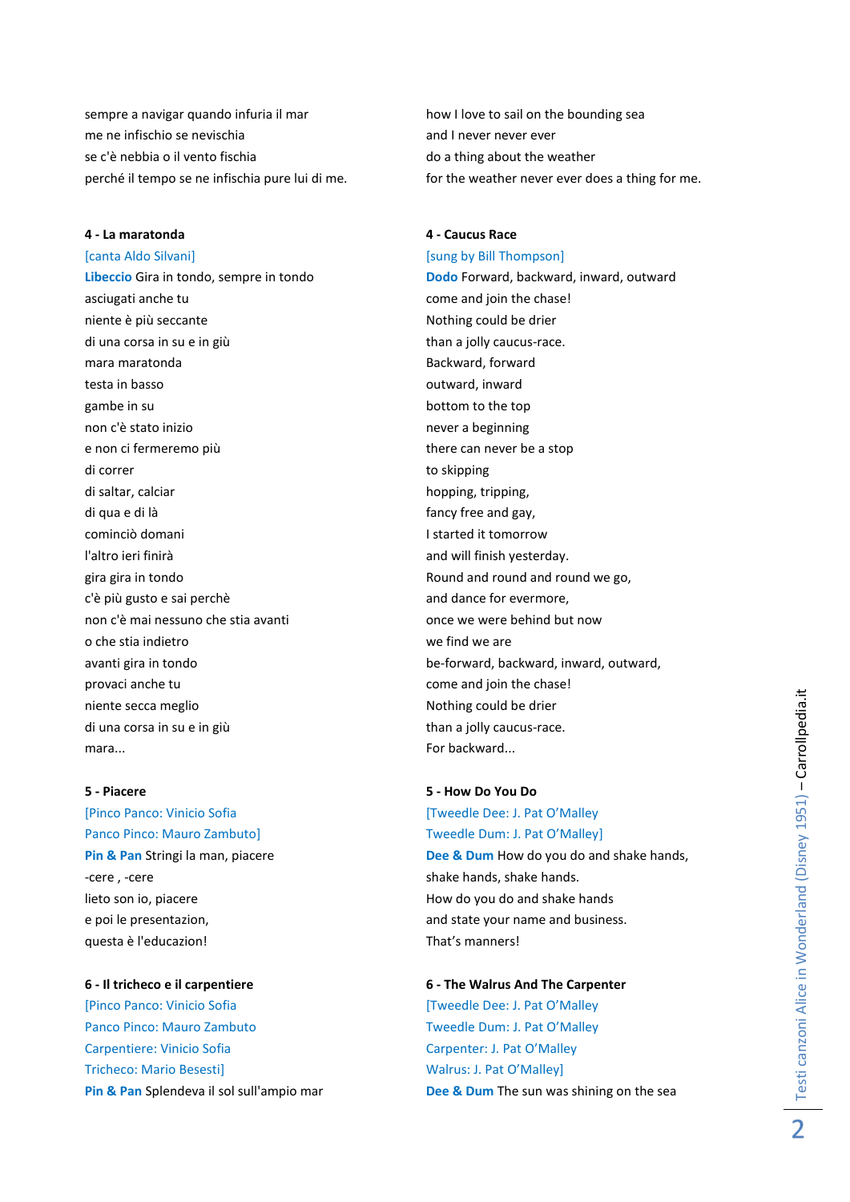sempre a navigar quando infuria il mar
me ne infischio se nevischia
se c'è nebbia o il vento fischia
perché il tempo se ne infischia pure lui di me.

how I love to sail on the bounding sea
and I never never ever
do a thing about the weather
for the weather never ever does a thing for me.

**4 - La maratonda**

[canta Aldo Silvani]

**Libeccio** Gira in tondo, sempre in tondo
asciugati anche tu
niente è più seccante
di una corsa in su e in giù
mara maratonda
testa in basso
gambe in su
non c'è stato inizio
e non ci fermeremo più
di correr
di saltar, calciar
di qua e di là
cominciò domani
l'altro ieri finirà
gira gira in tondo
c'è più gusto e sai perchè
non c'è mai nessuno che stia avanti
o che stia indietro
avanti gira in tondo
provaci anche tu
niente secca meglio
di una corsa in su e in giù
mara...

**4 - Caucus Race**

[sung by Bill Thompson]

**Dodo** Forward, backward, inward, outward
come and join the chase!
Nothing could be drier
than a jolly caucus-race.
Backward, forward
outward, inward
bottom to the top
never a beginning
there can never be a stop
to skipping
hopping, tripping,
fancy free and gay,
I started it tomorrow
and will finish yesterday.
Round and round and round we go,
and dance for evermore,
once we were behind but now
we find we are
be-forward, backward, inward, outward,
come and join the chase!
Nothing could be drier
than a jolly caucus-race.
For backward...

**5 - Piacere**

[Pinco Panco: Vinicio Sofia
Panco Pinco: Mauro Zambuto]

**Pin & Pan** Stringi la man, piacere
-cere , -cere
lieto son io, piacere
e poi le presentazion,
questa è l'educazion!

**5 - How Do You Do**

[Tweedle Dee: J. Pat O'Malley
Tweedle Dum: J. Pat O'Malley]

**Dee & Dum** How do you do and shake hands,
shake hands, shake hands.
How do you do and shake hands
and state your name and business.
That's manners!

**6 - Il tricheco e il carpentiere**

[Pinco Panco: Vinicio Sofia
Panco Pinco: Mauro Zambuto
Carpentiere: Vinicio Sofia
Tricheco: Mario Besesti]

**Pin & Pan** Splendeva il sol sull'ampio mar

**6 - The Walrus And The Carpenter**

[Tweedle Dee: J. Pat O'Malley
Tweedle Dum: J. Pat O'Malley
Carpenter: J. Pat O'Malley
Walrus: J. Pat O'Malley]

**Dee & Dum** The sun was shining on the sea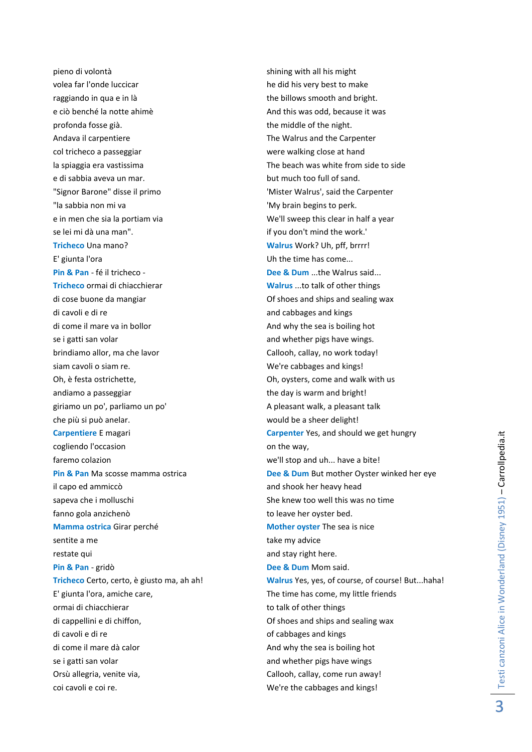pieno di volontà
volea far l'onde luccicar
raggiando in qua e in là
e ciò benché la notte ahimè
profonda fosse già.
Andava il carpentiere
col tricheco a passeggiar
la spiaggia era vastissima
e di sabbia aveva un mar.
"Signor Barone" disse il primo
"la sabbia non mi va
e in men che sia la portiam via
se lei mi dà una man".
**Tricheco** Una mano?
E' giunta l'ora
**Pin & Pan** - fé il tricheco -
**Tricheco** ormai di chiacchierar
di cose buone da mangiar
di cavoli e di re
di come il mare va in bollor
se i gatti san volar
brindiamo allor, ma che lavor
siam cavoli o siam re.
Oh, è festa ostrichette,
andiamo a passeggiar
giriamo un po', parliamo un po'
che più si può anelar.
**Carpentiere** E magari
cogliendo l'occasion
faremo colazion
**Pin & Pan** Ma scosse mamma ostrica
il capo ed ammiccò
sapeva che i molluschi
fanno gola anzichenò
**Mamma ostrica** Girar perché
sentite a me
restate qui
**Pin & Pan** - gridò
**Tricheco** Certo, certo, è giusto ma, ah ah!
E' giunta l'ora, amiche care,
ormai di chiacchierar
di cappellini e di chiffon,
di cavoli e di re
di come il mare dà calor
se i gatti san volar
Orsù allegria, venite via,
coi cavoli e coi re.

shining with all his might
he did his very best to make
the billows smooth and bright.
And this was odd, because it was
the middle of the night.
The Walrus and the Carpenter
were walking close at hand
The beach was white from side to side
but much too full of sand.
'Mister Walrus', said the Carpenter
'My brain begins to perk.
We'll sweep this clear in half a year
if you don't mind the work.'
**Walrus** Work? Uh, pff, brrrr!
Uh the time has come...
**Dee & Dum** ...the Walrus said...
**Walrus** ...to talk of other things
Of shoes and ships and sealing wax
and cabbages and kings
And why the sea is boiling hot
and whether pigs have wings.
Callooh, callay, no work today!
We're cabbages and kings!
Oh, oysters, come and walk with us
the day is warm and bright!
A pleasant walk, a pleasant talk
would be a sheer delight!
**Carpenter** Yes, and should we get hungry
on the way,
we'll stop and uh... have a bite!
**Dee & Dum** But mother Oyster winked her eye
and shook her heavy head
She knew too well this was no time
to leave her oyster bed.
**Mother oyster** The sea is nice
take my advice
and stay right here.
**Dee & Dum** Mom said.
**Walrus** Yes, yes, of course, of course! But...haha!
The time has come, my little friends
to talk of other things
Of shoes and ships and sealing wax
of cabbages and kings
And why the sea is boiling hot
and whether pigs have wings
Callooh, callay, come run away!
We're the cabbages and kings!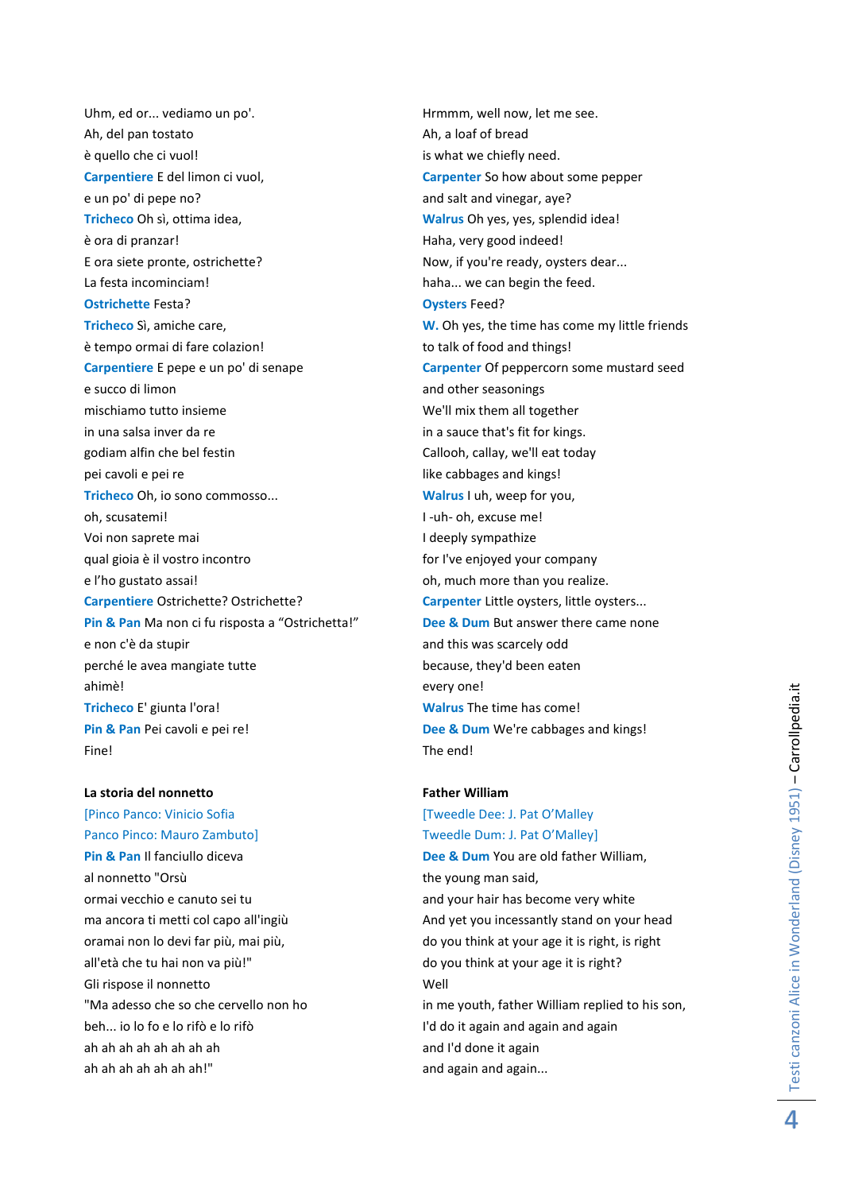Uhm, ed or... vediamo un po'.
Ah, del pan tostato
è quello che ci vuol!
**Carpentiere** E del limon ci vuol,
e un po' di pepe no?
**Tricheco** Oh sì, ottima idea,
è ora di pranzar!
E ora siete pronte, ostrichette?
La festa incominciam!
**Ostrichette** Festa?
**Tricheco** Sì, amiche care,
è tempo ormai di fare colazion!
**Carpentiere** E pepe e un po' di senape
e succo di limon
mischiamo tutto insieme
in una salsa inver da re
godiam alfin che bel festin
pei cavoli e pei re
**Tricheco** Oh, io sono commosso...
oh, scusatemi!
Voi non saprete mai
qual gioia è il vostro incontro
e l'ho gustato assai!
**Carpentiere** Ostrichette? Ostrichette?
**Pin & Pan** Ma non ci fu risposta a "Ostrichetta!"
e non c'è da stupir
perché le avea mangiate tutte
ahimè!
**Tricheco** E' giunta l'ora!
**Pin & Pan** Pei cavoli e pei re!
Fine!

Hrmmm, well now, let me see.
Ah, a loaf of bread
is what we chiefly need.
**Carpenter** So how about some pepper
and salt and vinegar, aye?
**Walrus** Oh yes, yes, splendid idea!
Haha, very good indeed!
Now, if you're ready, oysters dear...
haha... we can begin the feed.
**Oysters** Feed?
**W.** Oh yes, the time has come my little friends
to talk of food and things!
**Carpenter** Of peppercorn some mustard seed
and other seasonings
We'll mix them all together
in a sauce that's fit for kings.
Callooh, callay, we'll eat today
like cabbages and kings!
**Walrus** I uh, weep for you,
I -uh- oh, excuse me!
I deeply sympathize
for I've enjoyed your company
oh, much more than you realize.
**Carpenter** Little oysters, little oysters...
**Dee & Dum** But answer there came none
and this was scarcely odd
because, they'd been eaten
every one!
**Walrus** The time has come!
**Dee & Dum** We're cabbages and kings!
The end!

**La storia del nonnetto**

[Pinco Panco: Vinicio Sofia
Panco Pinco: Mauro Zambuto]

**Pin & Pan** Il fanciullo diceva
al nonnetto "Orsù
ormai vecchio e canuto sei tu
ma ancora ti metti col capo all'ingiù
oramai non lo devi far più, mai più,
all'età che tu hai non va più!"
Gli rispose il nonnetto
"Ma adesso che so che cervello non ho
beh... io lo fo e lo rifò e lo rifò
ah ah ah ah ah ah ah ah
ah ah ah ah ah ah ah!"

**Father William**

[Tweedle Dee: J. Pat O'Malley
Tweedle Dum: J. Pat O'Malley]

**Dee & Dum** You are old father William,
the young man said,
and your hair has become very white
And yet you incessantly stand on your head
do you think at your age it is right, is right
do you think at your age it is right?
Well
in me youth, father William replied to his son,
I'd do it again and again and again
and I'd done it again
and again and again...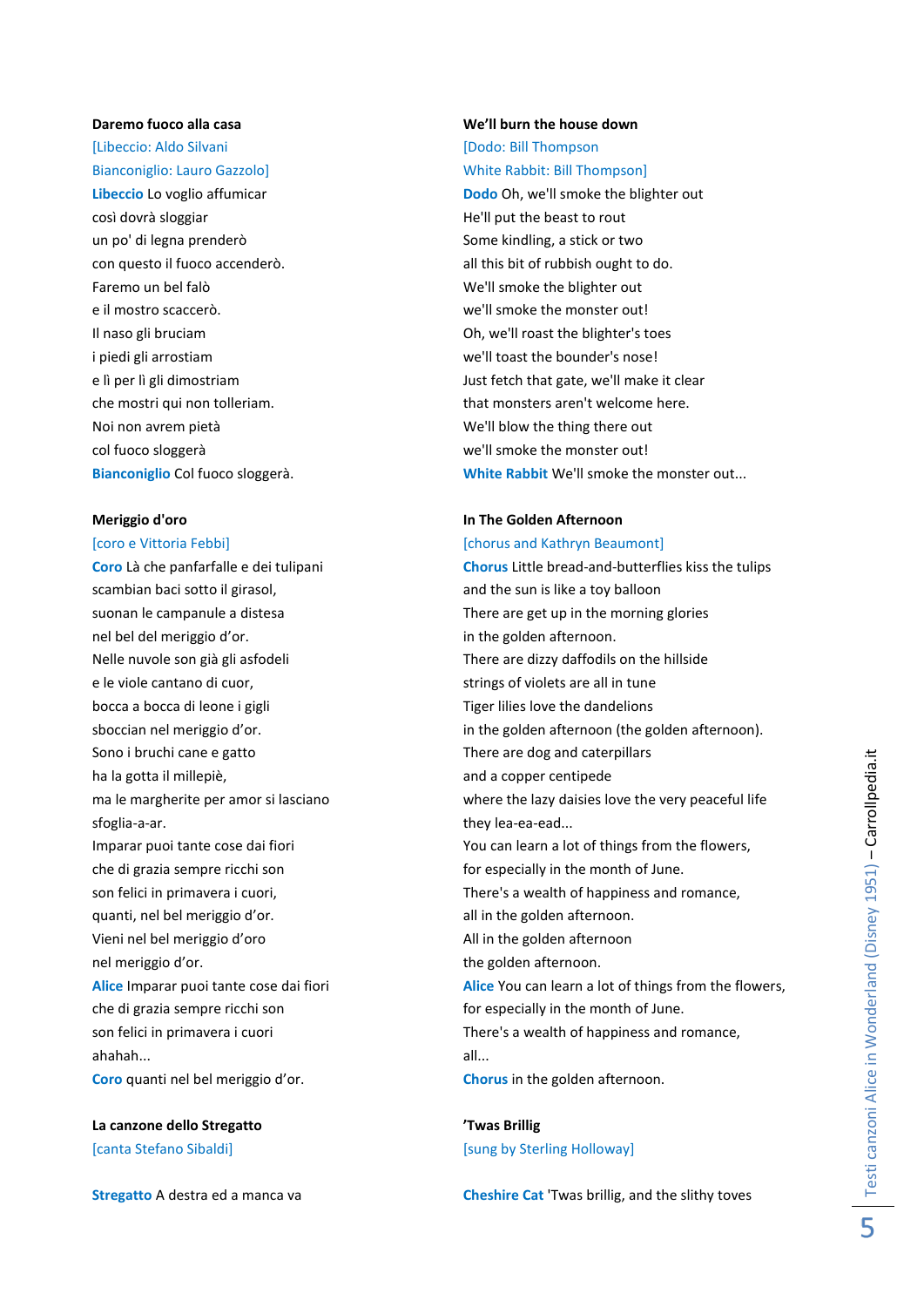**Daremo fuoco alla casa**

[Libeccio: Aldo Silvani
Bianconiglio: Lauro Gazzolo]

**Libeccio** Lo voglio affumicar
così dovrà sloggiar
un po' di legna prenderò
con questo il fuoco accenderò.
Faremo un bel falò
e il mostro scaccerò.
Il naso gli bruciam
i piedi gli arrostiam
e lì per lì gli dimostriam
che mostri qui non tolleriam.
Noi non avrem pietà
col fuoco sloggerà
**Bianconiglio** Col fuoco sloggerà.

**We'll burn the house down**

[Dodo: Bill Thompson
White Rabbit: Bill Thompson]

**Dodo** Oh, we'll smoke the blighter out
He'll put the beast to rout
Some kindling, a stick or two
all this bit of rubbish ought to do.
We'll smoke the blighter out
we'll smoke the monster out!
Oh, we'll roast the blighter's toes
we'll toast the bounder's nose!
Just fetch that gate, we'll make it clear
that monsters aren't welcome here.
We'll blow the thing there out
we'll smoke the monster out!
**White Rabbit** We'll smoke the monster out...

**Meriggio d'oro**

[coro e Vittoria Febbi]

**Coro** Là che panfarfalle e dei tulipani
scambian baci sotto il girasol,
suonan le campanule a distesa
nel bel del meriggio d'or.
Nelle nuvole son già gli asfodeli
e le viole cantano di cuor,
bocca a bocca di leone i gigli
sboccian nel meriggio d'or.
Sono i bruchi cane e gatto
ha la gotta il millepiè,
ma le margherite per amor si lasciano
sfoglia-a-ar.
Imparar puoi tante cose dai fiori
che di grazia sempre ricchi son
son felici in primavera i cuori,
quanti, nel bel meriggio d'or.
Vieni nel bel meriggio d'oro
nel meriggio d'or.
**Alice** Imparar puoi tante cose dai fiori
che di grazia sempre ricchi son
son felici in primavera i cuori
ahahah...
**Coro** quanti nel bel meriggio d'or.

**In The Golden Afternoon**

[chorus and Kathryn Beaumont]

**Chorus** Little bread-and-butterflies kiss the tulips
and the sun is like a toy balloon
There are get up in the morning glories
in the golden afternoon.
There are dizzy daffodils on the hillside
strings of violets are all in tune
Tiger lilies love the dandelions
in the golden afternoon (the golden afternoon).
There are dog and caterpillars
and a copper centipede
where the lazy daisies love the very peaceful life
they lea-ea-ead...
You can learn a lot of things from the flowers,
for especially in the month of June.
There's a wealth of happiness and romance,
all in the golden afternoon.
All in the golden afternoon
the golden afternoon.
**Alice** You can learn a lot of things from the flowers,
for especially in the month of June.
There's a wealth of happiness and romance,
all...
**Chorus** in the golden afternoon.

**La canzone dello Stregatto**

[canta Stefano Sibaldi]

**Stregatto** A destra ed a manca va

**'Twas Brillig**

[sung by Sterling Holloway]

**Cheshire Cat** 'Twas brillig, and the slithy toves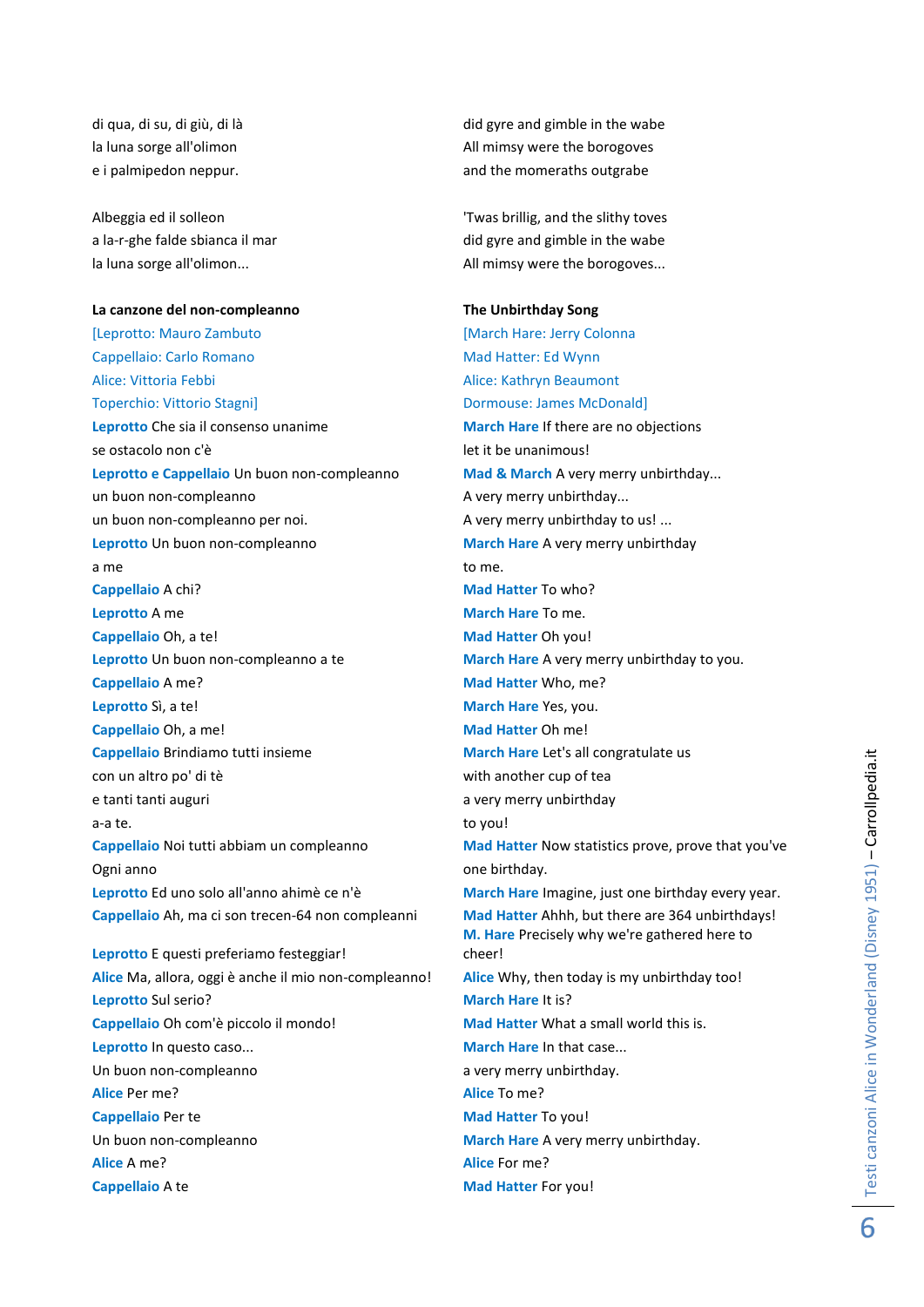di qua, di su, di giù, di là
la luna sorge all'olimon
e i palmipedon neppur.

Albeggia ed il solleon
a la-r-ghe falde sbianca il mar
la luna sorge all'olimon...

did gyre and gimble in the wabe
All mimsy were the borogoves
and the momeraths outgrabe

'Twas brillig, and the slithy toves
did gyre and gimble in the wabe
All mimsy were the borogoves...

**La canzone del non-compleanno**

[Leprotto: Mauro Zambuto
Cappellaio: Carlo Romano
Alice: Vittoria Febbi
Toperchio: Vittorio Stagni]

**Leprotto** Che sia il consenso unanime
se ostacolo non c'è
**Leprotto e Cappellaio** Un buon non-compleanno
un buon non-compleanno
un buon non-compleanno per noi.
**Leprotto** Un buon non-compleanno
a me
**Cappellaio** A chi?
**Leprotto** A me
**Cappellaio** Oh, a te!
**Leprotto** Un buon non-compleanno a te
**Cappellaio** A me?
**Leprotto** Sì, a te!
**Cappellaio** Oh, a me!
**Cappellaio** Brindiamo tutti insieme
con un altro po' di tè
e tanti tanti auguri
a-a te.
**Cappellaio** Noi tutti abbiam un compleanno
Ogni anno
**Leprotto** Ed uno solo all'anno ahimè ce n'è
**Cappellaio** Ah, ma ci son trecen-64 non compleanni

**Leprotto** E questi preferiamo festeggiar!
**Alice** Ma, allora, oggi è anche il mio non-compleanno!
**Leprotto** Sul serio?
**Cappellaio** Oh com'è piccolo il mondo!
**Leprotto** In questo caso...
Un buon non-compleanno
**Alice** Per me?
**Cappellaio** Per te
Un buon non-compleanno
**Alice** A me?
**Cappellaio** A te

**The Unbirthday Song**

[March Hare: Jerry Colonna
Mad Hatter: Ed Wynn
Alice: Kathryn Beaumont
Dormouse: James McDonald]

**March Hare** If there are no objections
let it be unanimous!
**Mad & March** A very merry unbirthday...
A very merry unbirthday...
A very merry unbirthday to us! ...
**March Hare** A very merry unbirthday
to me.
**Mad Hatter** To who?
**March Hare** To me.
**Mad Hatter** Oh you!
**March Hare** A very merry unbirthday to you.
**Mad Hatter** Who, me?
**March Hare** Yes, you.
**Mad Hatter** Oh me!
**March Hare** Let's all congratulate us
with another cup of tea
a very merry unbirthday
to you!
**Mad Hatter** Now statistics prove, prove that you've
one birthday.
**March Hare** Imagine, just one birthday every year.
**Mad Hatter** Ahhh, but there are 364 unbirthdays!
**M. Hare** Precisely why we're gathered here to
cheer!
**Alice** Why, then today is my unbirthday too!
**March Hare** It is?
**Mad Hatter** What a small world this is.
**March Hare** In that case...
a very merry unbirthday.
**Alice** To me?
**Mad Hatter** To you!
**March Hare** A very merry unbirthday.
**Alice** For me?
**Mad Hatter** For you!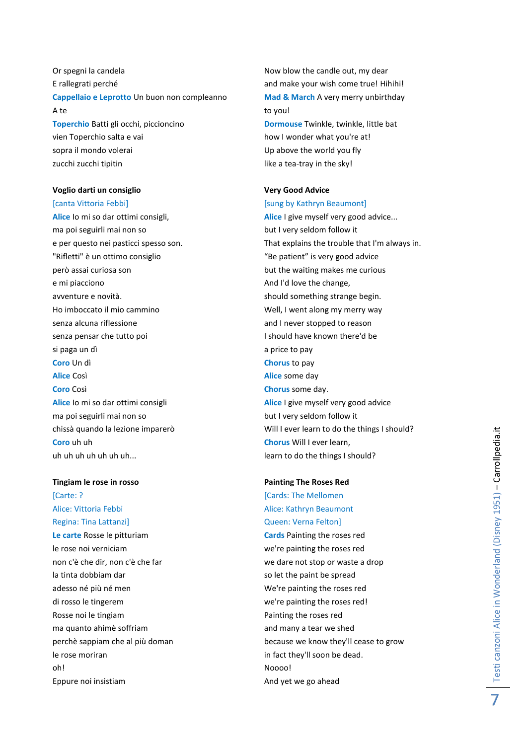Or spegni la candela
E rallegrati perché
**Cappellaio e Leprotto** Un buon non compleanno
A te
**Toperchio** Batti gli occhi, piccioncino
vien Toperchio salta e vai
sopra il mondo volerai
zucchi zucchi tipitin

### Voglio darti un consiglio

[canta Vittoria Febbi]
**Alice** Io mi so dar ottimi consigli,
ma poi seguirli mai non so
e per questo nei pasticci spesso son.
"Rifletti" è un ottimo consiglio
però assai curiosa son
e mi piacciono
avventure e novità.
Ho imboccato il mio cammino
senza alcuna riflessione
senza pensar che tutto poi
si paga un dì
**Coro** Un dì
**Alice** Così
**Coro** Così
**Alice** Io mi so dar ottimi consigli
ma poi seguirli mai non so
chissà quando la lezione imparerò
**Coro** uh uh
uh uh uh uh uh uh uh...

### Tingiam le rose in rosso

[Carte: ?
Alice: Vittoria Febbi
Regina: Tina Lattanzi]
**Le carte** Rosse le pitturiam
le rose noi verniciam
non c'è che dir, non c'è che far
la tinta dobbiam dar
adesso né più né men
di rosso le tingerem
Rosse noi le tingiam
ma quanto ahimè soffriam
perchè sappiam che al più doman
le rose moriran
oh!
Eppure noi insistiam

Now blow the candle out, my dear
and make your wish come true! Hihihi!
**Mad & March** A very merry unbirthday
to you!
**Dormouse** Twinkle, twinkle, little bat
how I wonder what you're at!
Up above the world you fly
like a tea-tray in the sky!

### Very Good Advice

[sung by Kathryn Beaumont]
**Alice** I give myself very good advice...
but I very seldom follow it
That explains the trouble that I'm always in.
“Be patient” is very good advice
but the waiting makes me curious
And I'd love the change,
should something strange begin.
Well, I went along my merry way
and I never stopped to reason
I should have known there'd be
a price to pay
**Chorus** to pay
**Alice** some day
**Chorus** some day.
**Alice** I give myself very good advice
but I very seldom follow it
Will I ever learn to do the things I should?
**Chorus** Will I ever learn,
learn to do the things I should?

### Painting The Roses Red

[Cards: The Mellomen
Alice: Kathryn Beaumont
Queen: Verna Felton]
**Cards** Painting the roses red
we're painting the roses red
we dare not stop or waste a drop
so let the paint be spread
We're painting the roses red
we're painting the roses red!
Painting the roses red
and many a tear we shed
because we know they'll cease to grow
in fact they'll soon be dead.
Noooo!
And yet we go ahead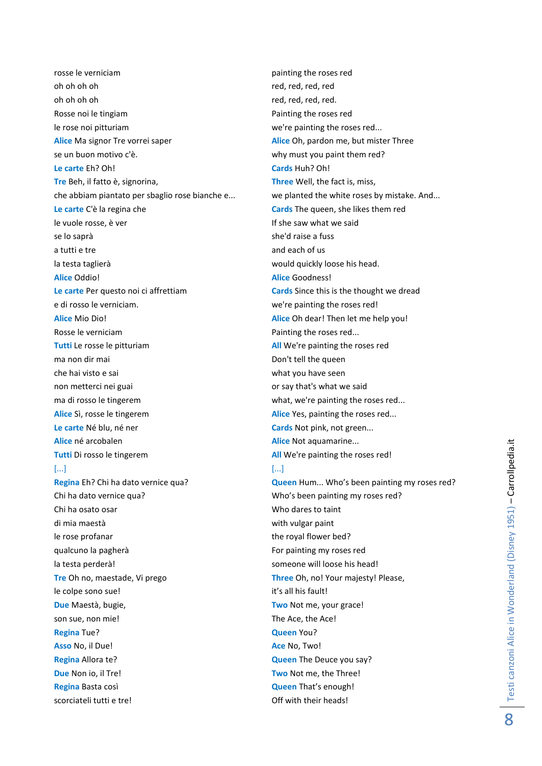| | |
|---|---|
| rosse le verniciam | painting the roses red |
| oh oh oh oh | red, red, red, red |
| oh oh oh oh | red, red, red, red. |
| Rosse noi le tingiam | Painting the roses red |
| le rose noi pitturiam | we're painting the roses red... |
| **Alice** Ma signor Tre vorrei saper | **Alice** Oh, pardon me, but mister Three |
| se un buon motivo c'è. | why must you paint them red? |
| **Le carte** Eh? Oh! | **Cards** Huh? Oh! |
| **Tre** Beh, il fatto è, signorina, | **Three** Well, the fact is, miss, |
| che abbiam piantato per sbaglio rose bianche e... | we planted the white roses by mistake. And... |
| **Le carte** C'è la regina che | **Cards** The queen, she likes them red |
| le vuole rosse, è ver | If she saw what we said |
| se lo saprà | she'd raise a fuss |
| a tutti e tre | and each of us |
| la testa taglierà | would quickly loose his head. |
| **Alice** Oddio! | **Alice** Goodness! |
| **Le carte** Per questo noi ci affrettiam | **Cards** Since this is the thought we dread |
| e di rosso le verniciam. | we're painting the roses red! |
| **Alice** Mio Dio! | **Alice** Oh dear! Then let me help you! |
| Rosse le verniciam | Painting the roses red... |
| **Tutti** Le rosse le pitturiam | **All** We're painting the roses red |
| ma non dir mai | Don't tell the queen |
| che hai visto e sai | what you have seen |
| non metterci nei guai | or say that's what we said |
| ma di rosso le tingerem | what, we're painting the roses red... |
| **Alice** Sì, rosse le tingerem | **Alice** Yes, painting the roses red... |
| **Le carte** Né blu, né ner | **Cards** Not pink, not green... |
| **Alice** né arcobalen | **Alice** Not aquamarine... |
| **Tutti** Di rosso le tingerem | **All** We're painting the roses red! |
| [...] | [...] |
| **Regina** Eh? Chi ha dato vernice qua? | **Queen** Hum... Who's been painting my roses red? |
| Chi ha dato vernice qua? | Who's been painting my roses red? |
| Chi ha osato osar | Who dares to taint |
| di mia maestà | with vulgar paint |
| le rose profanar | the royal flower bed? |
| qualcuno la pagherà | For painting my roses red |
| la testa perderà! | someone will loose his head! |
| **Tre** Oh no, maestade, Vi prego | **Three** Oh, no! Your majesty! Please, |
| le colpe sono sue! | it's all his fault! |
| **Due** Maestà, bugie, | **Two** Not me, your grace! |
| son sue, non mie! | The Ace, the Ace! |
| **Regina** Tue? | **Queen** You? |
| **Asso** No, il Due! | **Ace** No, Two! |
| **Regina** Allora te? | **Queen** The Deuce you say? |
| **Due** Non io, il Tre! | **Two** Not me, the Three! |
| **Regina** Basta così | **Queen** That's enough! |
| scorciateli tutti e tre! | Off with their heads! |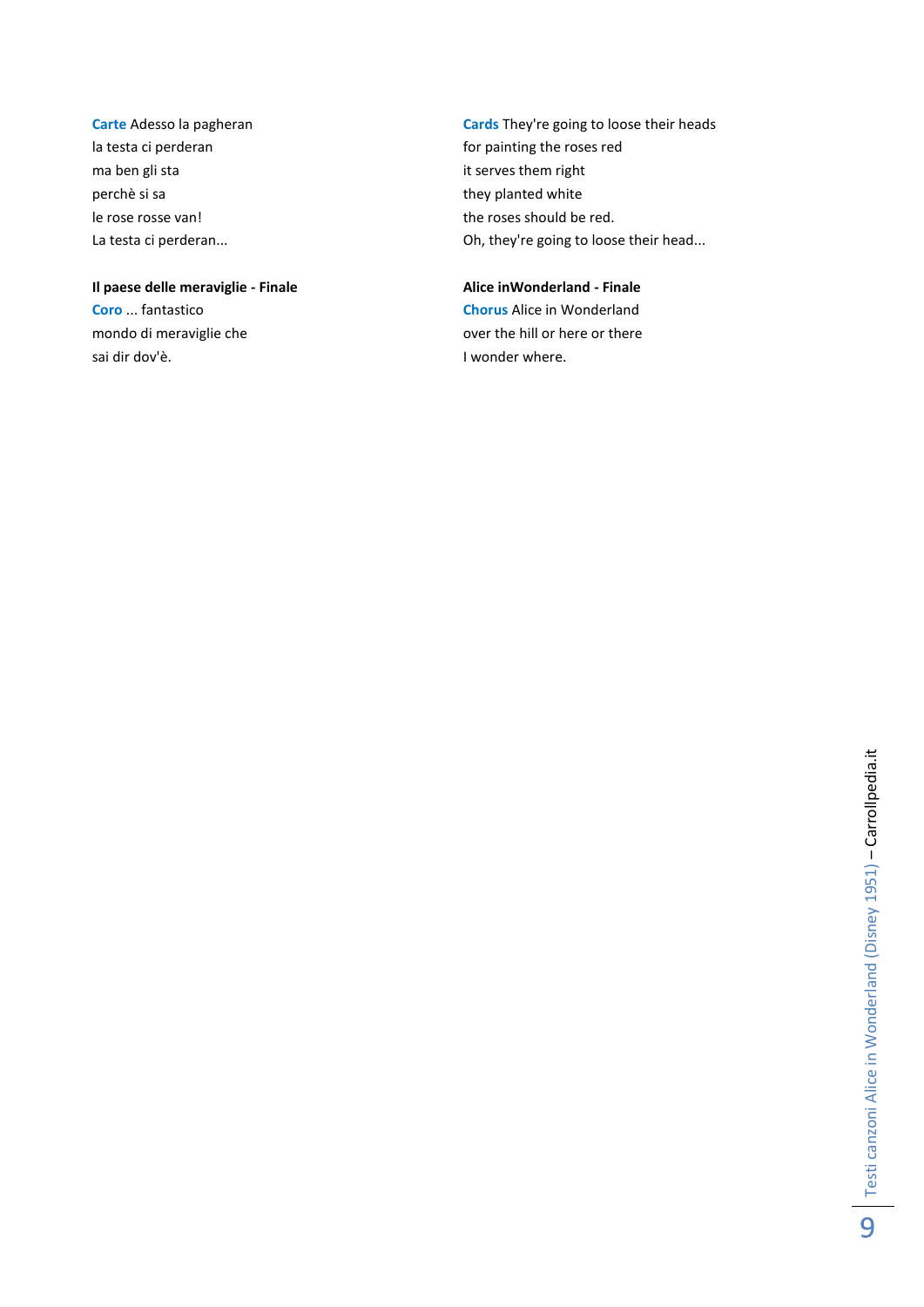**Carte** Adesso la pagheran
la testa ci perderan
ma ben gli sta
perchè si sa
le rose rosse van!
La testa ci perderan...

**Cards** They're going to loose their heads
for painting the roses red
it serves them right
they planted white
the roses should be red.
Oh, they're going to loose their head...

**Il paese delle meraviglie - Finale**

**Coro** ... fantastico
mondo di meraviglie che
sai dir dov'è.

**Alice inWonderland - Finale**

**Chorus** Alice in Wonderland
over the hill or here or there
I wonder where.